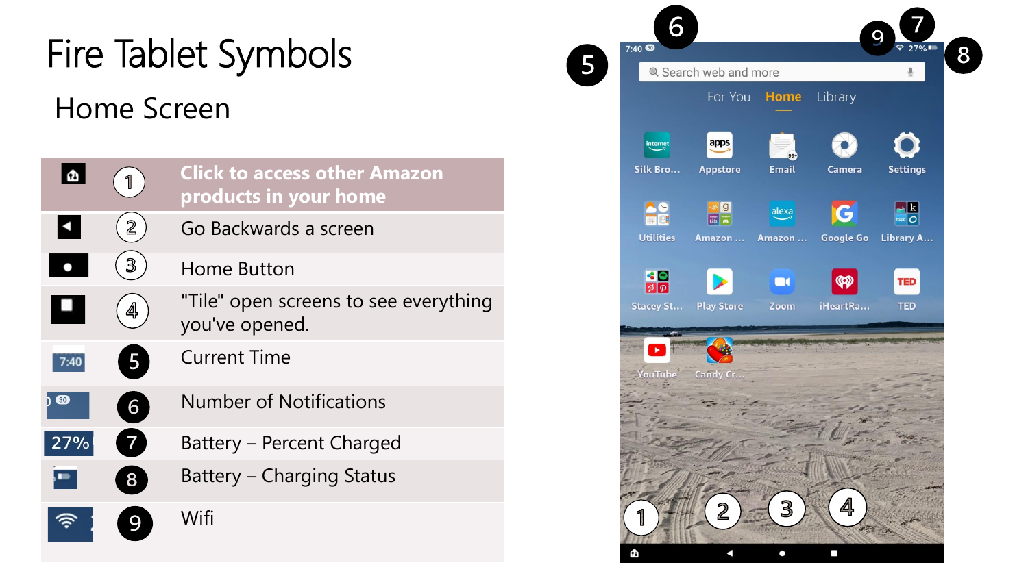# Fire Tablet Symbols

## Home Screen

| Symbol | # | Description |
|---|---|---|
| | 1 | **Click to access other Amazon products in your home** |
| | 2 | Go Backwards a screen |
| | 3 | Home Button |
| | 4 | "Tile" open screens to see everything you've opened. |
| 7:40 | 5 | Current Time |
| 30 | 6 | Number of Notifications |
| 27% | 7 | Battery – Percent Charged |
| | 8 | Battery – Charging Status |
| | 9 | Wifi |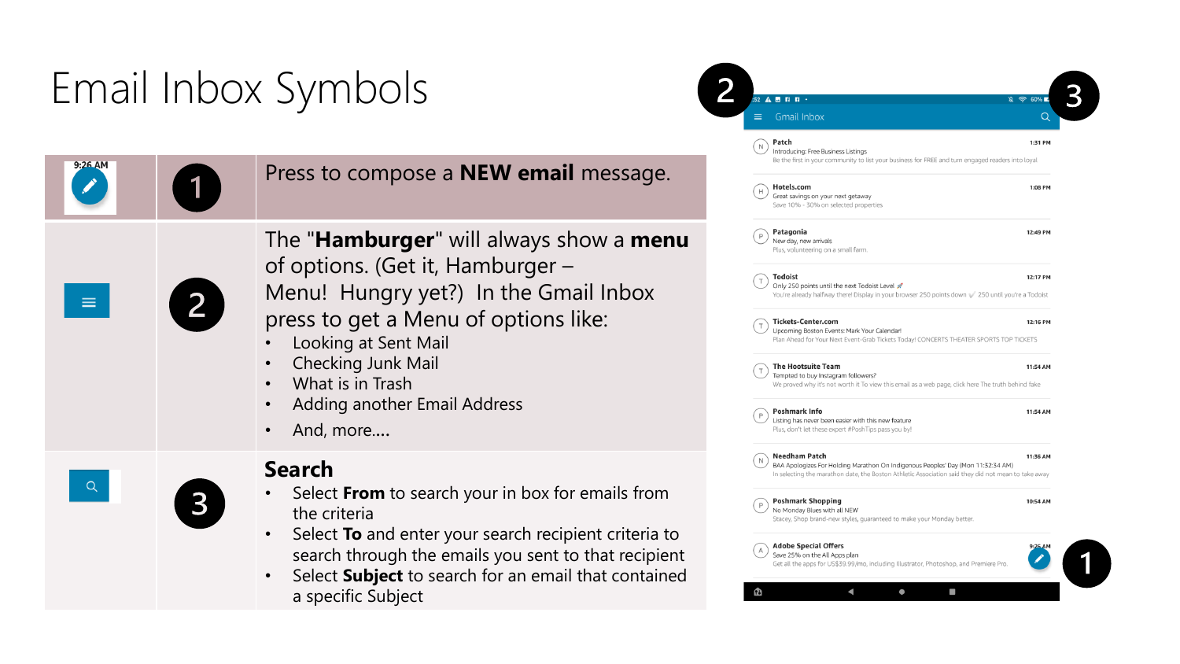# Email Inbox Symbols

| Icon | # | Description |
|---|---|---|
| 9:26 AM (compose button) | 1 | Press to compose a **NEW email** message. |
| (hamburger button) | 2 | The "**Hamburger**" will always show a **menu** of options. (Get it, Hamburger – Menu! Hungry yet?) In the Gmail Inbox press to get a Menu of options like:<br>• Looking at Sent Mail<br>• Checking Junk Mail<br>• What is in Trash<br>• Adding another Email Address<br>• And, more.... |
| (search button) | 3 | **Search**<br>• Select **From** to search your in box for emails from the criteria<br>• Select **To** and enter your search recipient criteria to search through the emails you sent to that recipient<br>• Select **Subject** to search for an email that contained a specific Subject |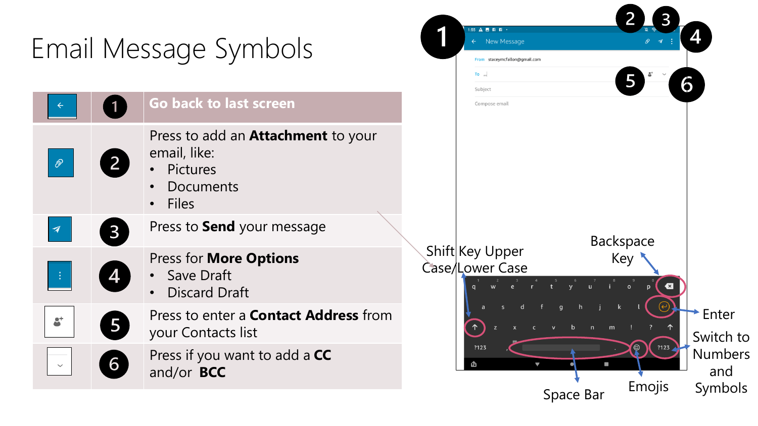# Email Message Symbols

| Icon | # | Description |
|---|---|---|
| ← | 1 | **Go back to last screen** |
| 📎 | 2 | Press to add an **Attachment** to your email, like:<br>• Pictures<br>• Documents<br>• Files |
| ➤ | 3 | Press to **Send** your message |
| ⋮ | 4 | Press for **More Options**<br>• Save Draft<br>• Discard Draft |
| 👤+ | 5 | Press to enter a **Contact Address** from your Contacts list |
| ⌄ | 6 | Press if you want to add a **CC** and/or **BCC** |

New Message

From staceymcfallon@gmail.com

To

Subject

Compose email

Shift Key Upper Case/Lower Case

Backspace Key

Enter

Switch to Numbers and Symbols

Space Bar

Emojis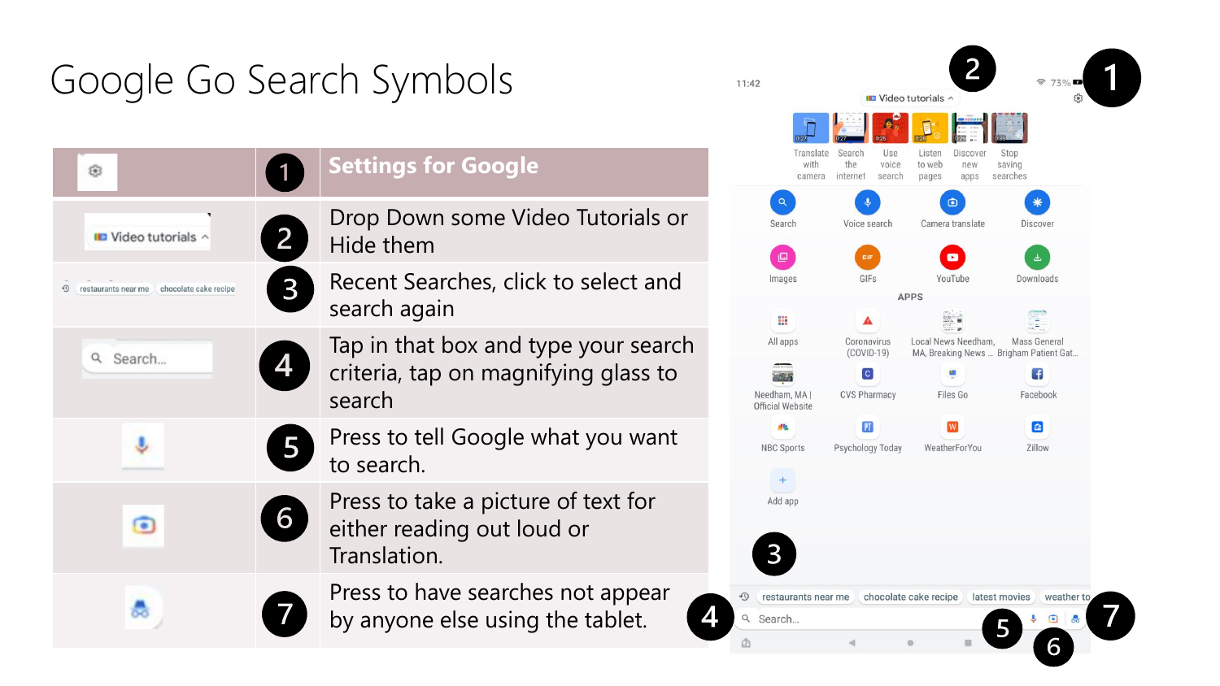# Google Go Search Symbols

| Symbol | # | Description |
| --- | --- | --- |
| ⚙ | 1 | **Settings for Google** |
| Video tutorials ^ | 2 | Drop Down some Video Tutorials or Hide them |
| restaurants near me  chocolate cake recipe | 3 | Recent Searches, click to select and search again |
| Search... | 4 | Tap in that box and type your search criteria, tap on magnifying glass to search |
| 🎤 | 5 | Press to tell Google what you want to search. |
| 📷 | 6 | Press to take a picture of text for either reading out loud or Translation. |
| 🕵 | 7 | Press to have searches not appear by anyone else using the tablet. |

11:42 — 73%

Video tutorials ^

Translate with camera · Search the internet · Use voice search · Listen to web pages · Discover new apps · Stop saving searches

Search · Voice search · Camera translate · Discover

Images · GIFs · YouTube · Downloads

APPS

All apps · Coronavirus (COVID-19) · Local News Needham, MA, Breaking News ... · Mass General Brigham Patient Gat...

Needham, MA | Official Website · CVS Pharmacy · Files Go · Facebook

NBC Sports · Psychology Today · WeatherForYou · Zillow

Add app

restaurants near me · chocolate cake recipe · latest movies · weather to

Search...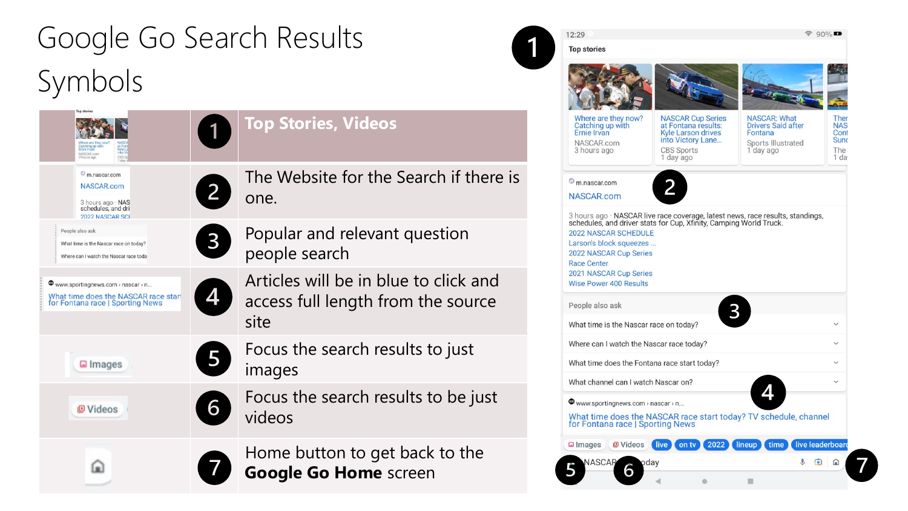# Google Go Search Results Symbols

| | | |
|---|---|---|
| | 1 | **Top Stories, Videos** |
| | 2 | The Website for the Search if there is one. |
| | 3 | Popular and relevant question people search |
| | 4 | Articles will be in blue to click and access full length from the source site |
| | 5 | Focus the search results to just images |
| | 6 | Focus the search results to be just videos |
| | 7 | Home button to get back to the **Google Go Home** screen |